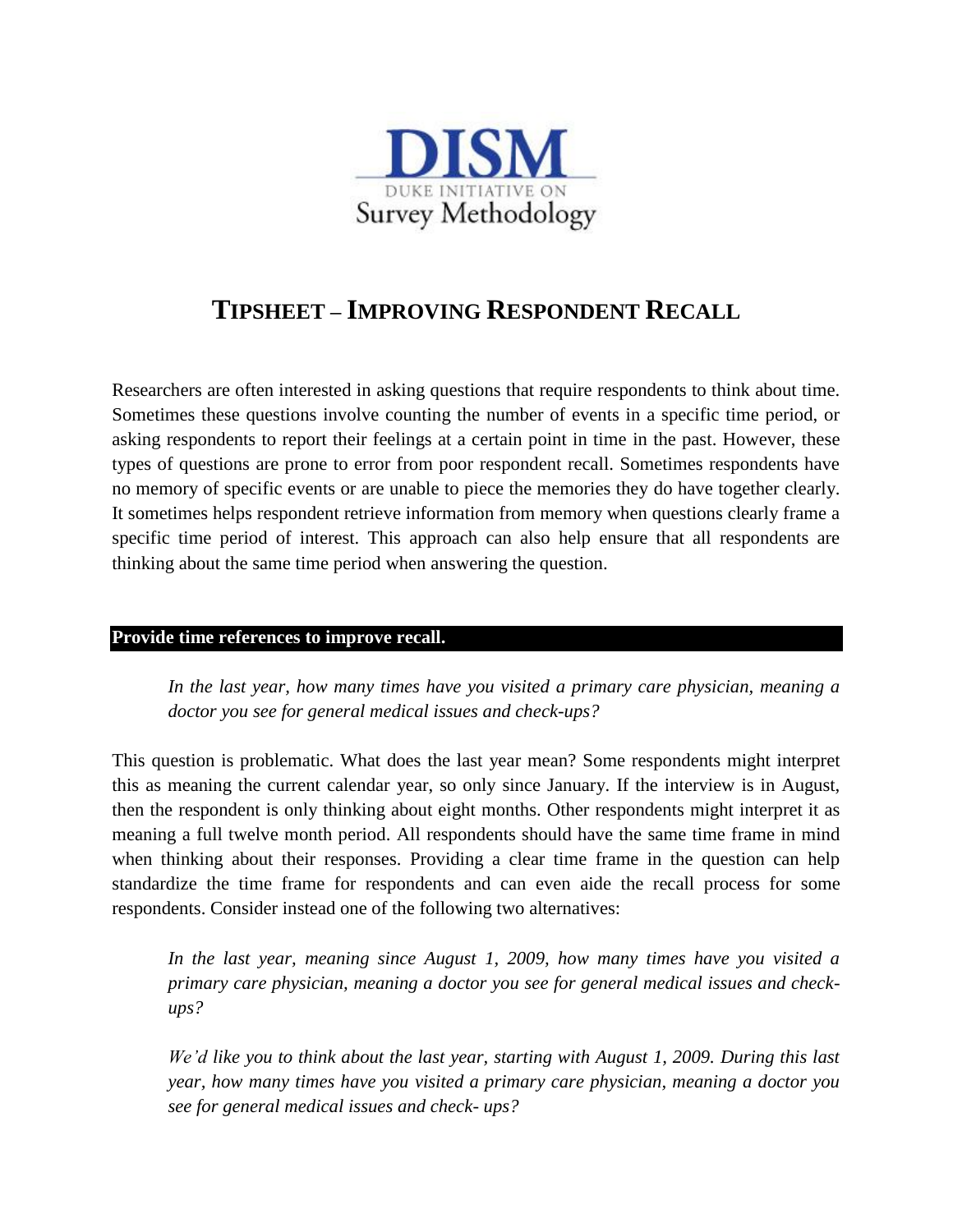DISM

DUKE INITIATIVE ON

Survey Methodology

# TIPSHEET – IMPROVING RESPONDENT RECALL

Researchers are often interested in asking questions that require respondents to think about time. Sometimes these questions involve counting the number of events in a specific time period, or asking respondents to report their feelings at a certain point in time in the past. However, these types of questions are prone to error from poor respondent recall. Sometimes respondents have no memory of specific events or are unable to piece the memories they do have together clearly. It sometimes helps respondent retrieve information from memory when questions clearly frame a specific time period of interest. This approach can also help ensure that all respondents are thinking about the same time period when answering the question.

## Provide time references to improve recall.

*In the last year, how many times have you visited a primary care physician, meaning a doctor you see for general medical issues and check-ups?*

This question is problematic. What does the last year mean? Some respondents might interpret this as meaning the current calendar year, so only since January. If the interview is in August, then the respondent is only thinking about eight months. Other respondents might interpret it as meaning a full twelve month period. All respondents should have the same time frame in mind when thinking about their responses. Providing a clear time frame in the question can help standardize the time frame for respondents and can even aide the recall process for some respondents. Consider instead one of the following two alternatives:

*In the last year, meaning since August 1, 2009, how many times have you visited a primary care physician, meaning a doctor you see for general medical issues and check-ups?*

*We'd like you to think about the last year, starting with August 1, 2009. During this last year, how many times have you visited a primary care physician, meaning a doctor you see for general medical issues and check- ups?*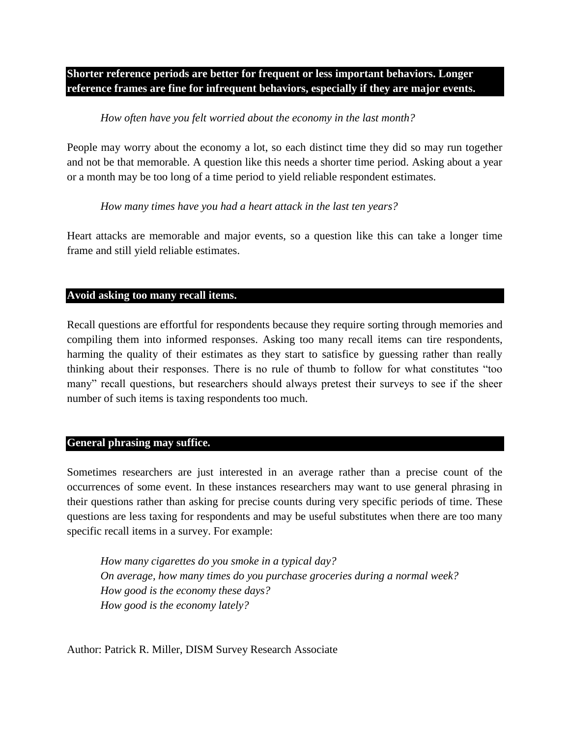### Shorter reference periods are better for frequent or less important behaviors. Longer reference frames are fine for infrequent behaviors, especially if they are major events.

*How often have you felt worried about the economy in the last month?*

People may worry about the economy a lot, so each distinct time they did so may run together and not be that memorable. A question like this needs a shorter time period. Asking about a year or a month may be too long of a time period to yield reliable respondent estimates.

*How many times have you had a heart attack in the last ten years?*

Heart attacks are memorable and major events, so a question like this can take a longer time frame and still yield reliable estimates.

### Avoid asking too many recall items.

Recall questions are effortful for respondents because they require sorting through memories and compiling them into informed responses. Asking too many recall items can tire respondents, harming the quality of their estimates as they start to satisfice by guessing rather than really thinking about their responses. There is no rule of thumb to follow for what constitutes "too many" recall questions, but researchers should always pretest their surveys to see if the sheer number of such items is taxing respondents too much.

### General phrasing may suffice.

Sometimes researchers are just interested in an average rather than a precise count of the occurrences of some event. In these instances researchers may want to use general phrasing in their questions rather than asking for precise counts during very specific periods of time. These questions are less taxing for respondents and may be useful substitutes when there are too many specific recall items in a survey. For example:

*How many cigarettes do you smoke in a typical day?*
*On average, how many times do you purchase groceries during a normal week?*
*How good is the economy these days?*
*How good is the economy lately?*

Author: Patrick R. Miller, DISM Survey Research Associate